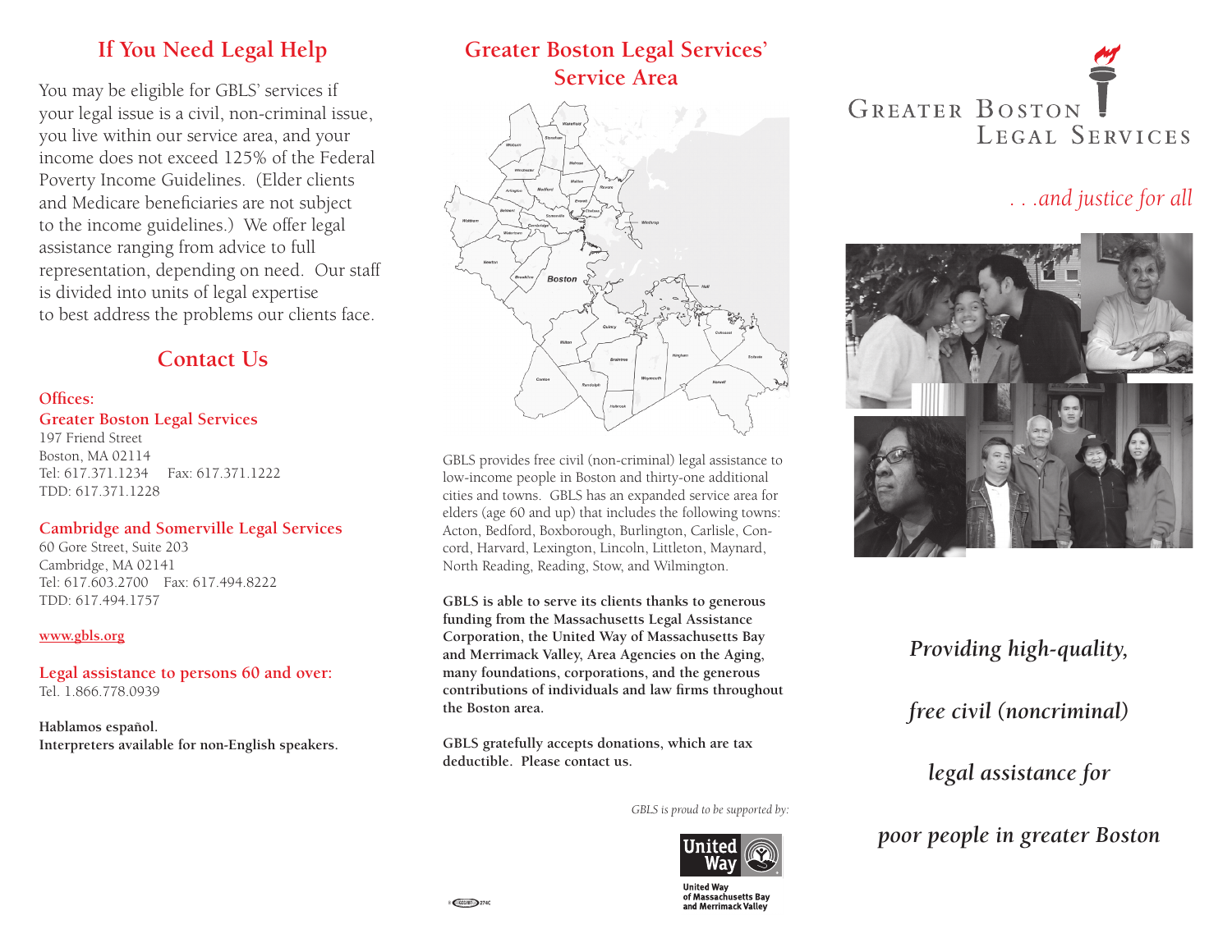## If You Need Legal Help

You may be eligible for GBLS' services if your legal issue is a civil, non-criminal issue, you live within our service area, and your income does not exceed 125% of the Federal Poverty Income Guidelines. (Elder clients and Medicare beneficiaries are not subject to the income guidelines.) We offer legal assistance ranging from advice to full representation, depending on need. Our staff is divided into units of legal expertise to best address the problems our clients face.

## Contact Us

**Offices:**

**Greater Boston Legal Services**
197 Friend Street
Boston, MA 02114
Tel: 617.371.1234 Fax: 617.371.1222
TDD: 617.371.1228

**Cambridge and Somerville Legal Services**
60 Gore Street, Suite 203
Cambridge, MA 02141
Tel: 617.603.2700 Fax: 617.494.8222
TDD: 617.494.1757

www.gbls.org

**Legal assistance to persons 60 and over:**
Tel. 1.866.778.0939

**Hablamos español.**
**Interpreters available for non-English speakers.**

## Greater Boston Legal Services' Service Area

GBLS provides free civil (non-criminal) legal assistance to low-income people in Boston and thirty-one additional cities and towns. GBLS has an expanded service area for elders (age 60 and up) that includes the following towns: Acton, Bedford, Boxborough, Burlington, Carlisle, Concord, Harvard, Lexington, Lincoln, Littleton, Maynard, North Reading, Reading, Stow, and Wilmington.

**GBLS is able to serve its clients thanks to generous funding from the Massachusetts Legal Assistance Corporation, the United Way of Massachusetts Bay and Merrimack Valley, Area Agencies on the Aging, many foundations, corporations, and the generous contributions of individuals and law firms throughout the Boston area.**

**GBLS gratefully accepts donations, which are tax deductible. Please contact us.**

*GBLS is proud to be supported by:*

United Way of Massachusetts Bay and Merrimack Valley

# Greater Boston Legal Services

*. . .and justice for all*

***Providing high-quality, free civil (noncriminal) legal assistance for poor people in greater Boston***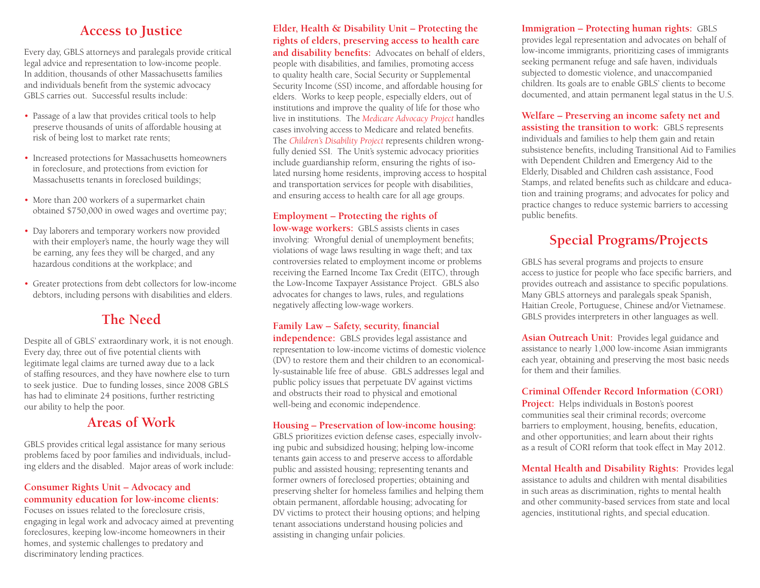## Access to Justice

Every day, GBLS attorneys and paralegals provide critical legal advice and representation to low-income people. In addition, thousands of other Massachusetts families and individuals benefit from the systemic advocacy GBLS carries out. Successful results include:

- Passage of a law that provides critical tools to help preserve thousands of units of affordable housing at risk of being lost to market rate rents;
- Increased protections for Massachusetts homeowners in foreclosure, and protections from eviction for Massachusetts tenants in foreclosed buildings;
- More than 200 workers of a supermarket chain obtained $750,000 in owed wages and overtime pay;
- Day laborers and temporary workers now provided with their employer's name, the hourly wage they will be earning, any fees they will be charged, and any hazardous conditions at the workplace; and
- Greater protections from debt collectors for low-income debtors, including persons with disabilities and elders.

## The Need

Despite all of GBLS' extraordinary work, it is not enough. Every day, three out of five potential clients with legitimate legal claims are turned away due to a lack of staffing resources, and they have nowhere else to turn to seek justice. Due to funding losses, since 2008 GBLS has had to eliminate 24 positions, further restricting our ability to help the poor.

## Areas of Work

GBLS provides critical legal assistance for many serious problems faced by poor families and individuals, including elders and the disabled. Major areas of work include:

**Consumer Rights Unit – Advocacy and community education for low-income clients:** Focuses on issues related to the foreclosure crisis, engaging in legal work and advocacy aimed at preventing foreclosures, keeping low-income homeowners in their homes, and systemic challenges to predatory and discriminatory lending practices.

**Elder, Health & Disability Unit – Protecting the rights of elders, preserving access to health care and disability benefits:** Advocates on behalf of elders, people with disabilities, and families, promoting access to quality health care, Social Security or Supplemental Security Income (SSI) income, and affordable housing for elders. Works to keep people, especially elders, out of institutions and improve the quality of life for those who live in institutions. The *Medicare Advocacy Project* handles cases involving access to Medicare and related benefits. The *Children's Disability Project* represents children wrongfully denied SSI. The Unit's systemic advocacy priorities include guardianship reform, ensuring the rights of isolated nursing home residents, improving access to hospital and transportation services for people with disabilities, and ensuring access to health care for all age groups.

**Employment – Protecting the rights of low-wage workers:** GBLS assists clients in cases involving: Wrongful denial of unemployment benefits; violations of wage laws resulting in wage theft; and tax controversies related to employment income or problems receiving the Earned Income Tax Credit (EITC), through the Low-Income Taxpayer Assistance Project. GBLS also advocates for changes to laws, rules, and regulations negatively affecting low-wage workers.

**Family Law – Safety, security, financial independence:** GBLS provides legal assistance and representation to low-income victims of domestic violence (DV) to restore them and their children to an economically-sustainable life free of abuse. GBLS addresses legal and public policy issues that perpetuate DV against victims and obstructs their road to physical and emotional well-being and economic independence.

**Housing – Preservation of low-income housing:** GBLS prioritizes eviction defense cases, especially involving pubic and subsidized housing; helping low-income tenants gain access to and preserve access to affordable public and assisted housing; representing tenants and former owners of foreclosed properties; obtaining and preserving shelter for homeless families and helping them obtain permanent, affordable housing; advocating for DV victims to protect their housing options; and helping tenant associations understand housing policies and assisting in changing unfair policies.

**Immigration – Protecting human rights:** GBLS provides legal representation and advocates on behalf of low-income immigrants, prioritizing cases of immigrants seeking permanent refuge and safe haven, individuals subjected to domestic violence, and unaccompanied children. Its goals are to enable GBLS' clients to become documented, and attain permanent legal status in the U.S.

**Welfare – Preserving an income safety net and assisting the transition to work:** GBLS represents individuals and families to help them gain and retain subsistence benefits, including Transitional Aid to Families with Dependent Children and Emergency Aid to the Elderly, Disabled and Children cash assistance, Food Stamps, and related benefits such as childcare and education and training programs; and advocates for policy and practice changes to reduce systemic barriers to accessing public benefits.

## Special Programs/Projects

GBLS has several programs and projects to ensure access to justice for people who face specific barriers, and provides outreach and assistance to specific populations. Many GBLS attorneys and paralegals speak Spanish, Haitian Creole, Portuguese, Chinese and/or Vietnamese. GBLS provides interpreters in other languages as well.

**Asian Outreach Unit:** Provides legal guidance and assistance to nearly 1,000 low-income Asian immigrants each year, obtaining and preserving the most basic needs for them and their families.

**Criminal Offender Record Information (CORI) Project:** Helps individuals in Boston's poorest communities seal their criminal records; overcome barriers to employment, housing, benefits, education, and other opportunities; and learn about their rights as a result of CORI reform that took effect in May 2012.

**Mental Health and Disability Rights:** Provides legal assistance to adults and children with mental disabilities in such areas as discrimination, rights to mental health and other community-based services from state and local agencies, institutional rights, and special education.